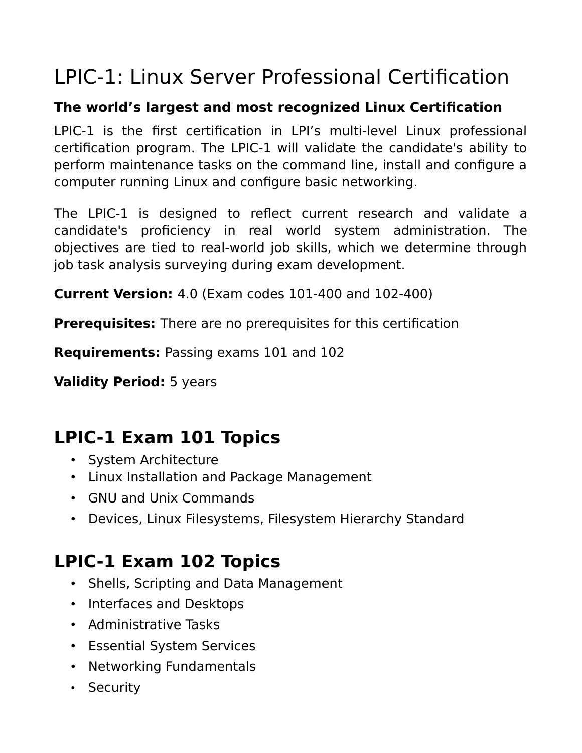# LPIC-1: Linux Server Professional Certification

### The world's largest and most recognized Linux Certification

LPIC-1 is the first certification in LPI's multi-level Linux professional certification program. The LPIC-1 will validate the candidate's ability to perform maintenance tasks on the command line, install and configure a computer running Linux and configure basic networking.

The LPIC-1 is designed to reflect current research and validate a candidate's proficiency in real world system administration. The objectives are tied to real-world job skills, which we determine through job task analysis surveying during exam development.

**Current Version:** 4.0 (Exam codes 101-400 and 102-400)

**Prerequisites:** There are no prerequisites for this certification

**Requirements:** Passing exams 101 and 102

**Validity Period:** 5 years

## LPIC-1 Exam 101 Topics

- System Architecture
- Linux Installation and Package Management
- GNU and Unix Commands
- Devices, Linux Filesystems, Filesystem Hierarchy Standard

## LPIC-1 Exam 102 Topics

- Shells, Scripting and Data Management
- Interfaces and Desktops
- Administrative Tasks
- Essential System Services
- Networking Fundamentals
- Security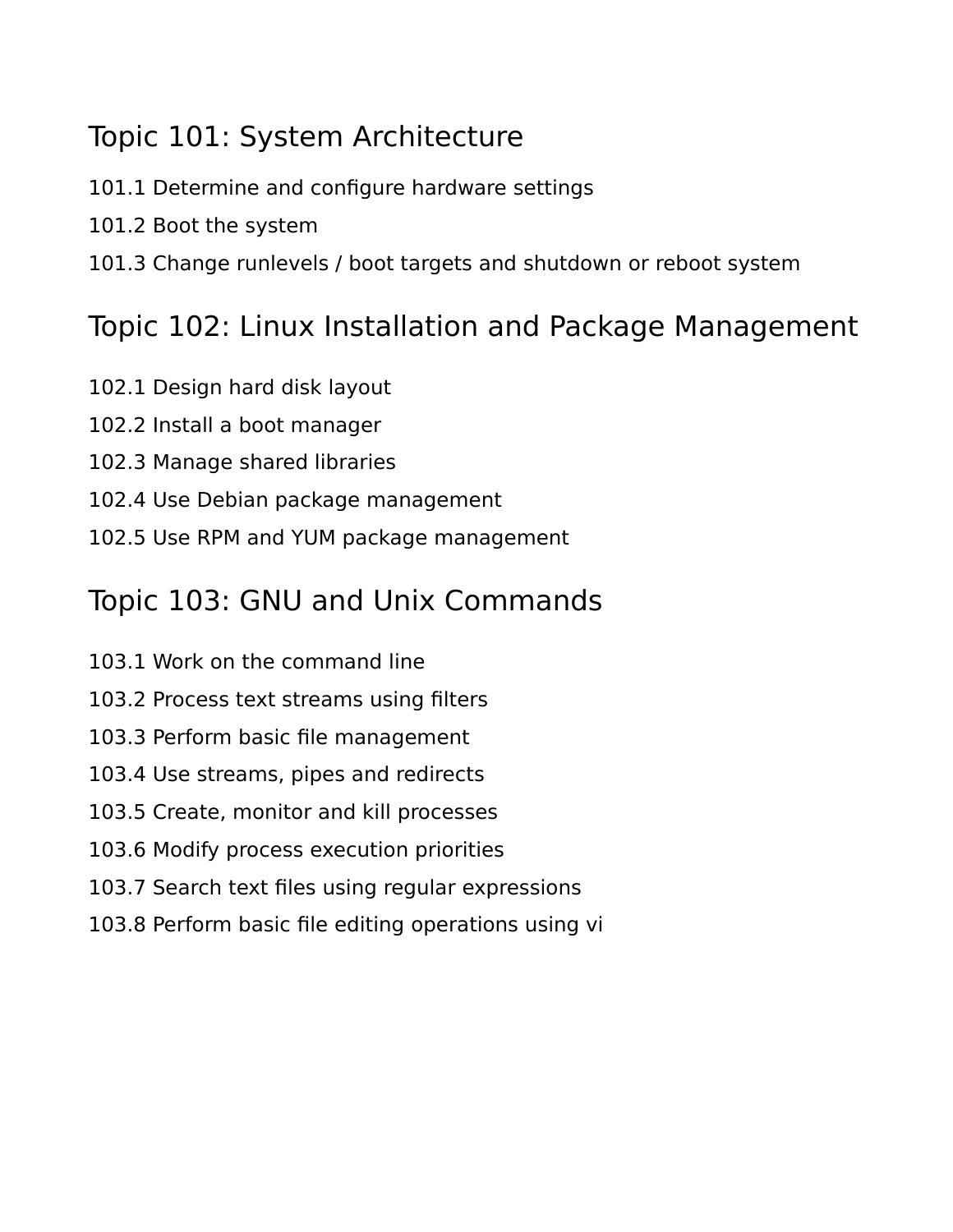## Topic 101: System Architecture

101.1 Determine and configure hardware settings

101.2 Boot the system

101.3 Change runlevels / boot targets and shutdown or reboot system

## Topic 102: Linux Installation and Package Management

102.1 Design hard disk layout

102.2 Install a boot manager

102.3 Manage shared libraries

102.4 Use Debian package management

102.5 Use RPM and YUM package management

## Topic 103: GNU and Unix Commands

103.1 Work on the command line

103.2 Process text streams using filters

103.3 Perform basic file management

103.4 Use streams, pipes and redirects

103.5 Create, monitor and kill processes

103.6 Modify process execution priorities

103.7 Search text files using regular expressions

103.8 Perform basic file editing operations using vi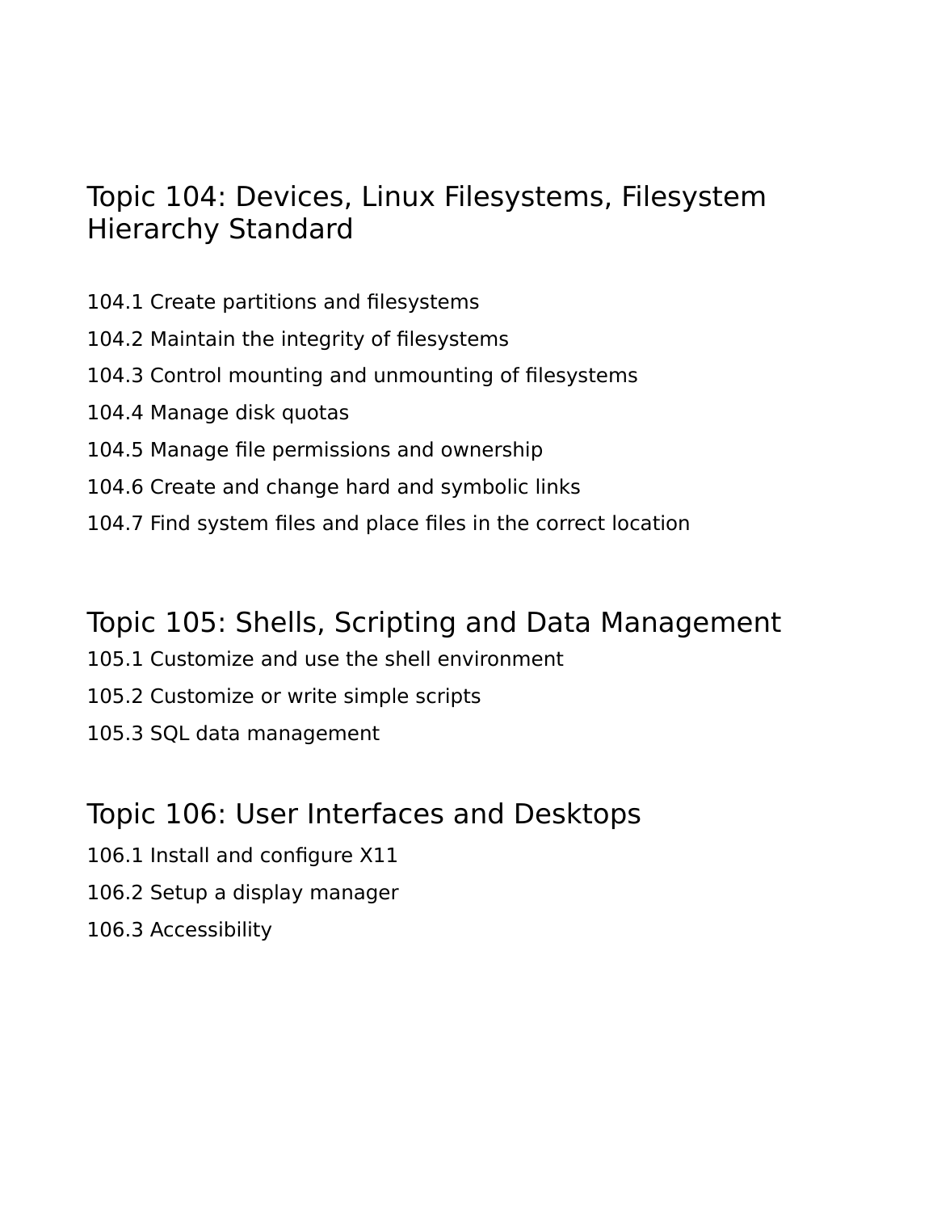## Topic 104: Devices, Linux Filesystems, Filesystem Hierarchy Standard

104.1 Create partitions and filesystems

104.2 Maintain the integrity of filesystems

104.3 Control mounting and unmounting of filesystems

104.4 Manage disk quotas

104.5 Manage file permissions and ownership

104.6 Create and change hard and symbolic links

104.7 Find system files and place files in the correct location

## Topic 105: Shells, Scripting and Data Management

105.1 Customize and use the shell environment

105.2 Customize or write simple scripts

105.3 SQL data management

## Topic 106: User Interfaces and Desktops

106.1 Install and configure X11

106.2 Setup a display manager

106.3 Accessibility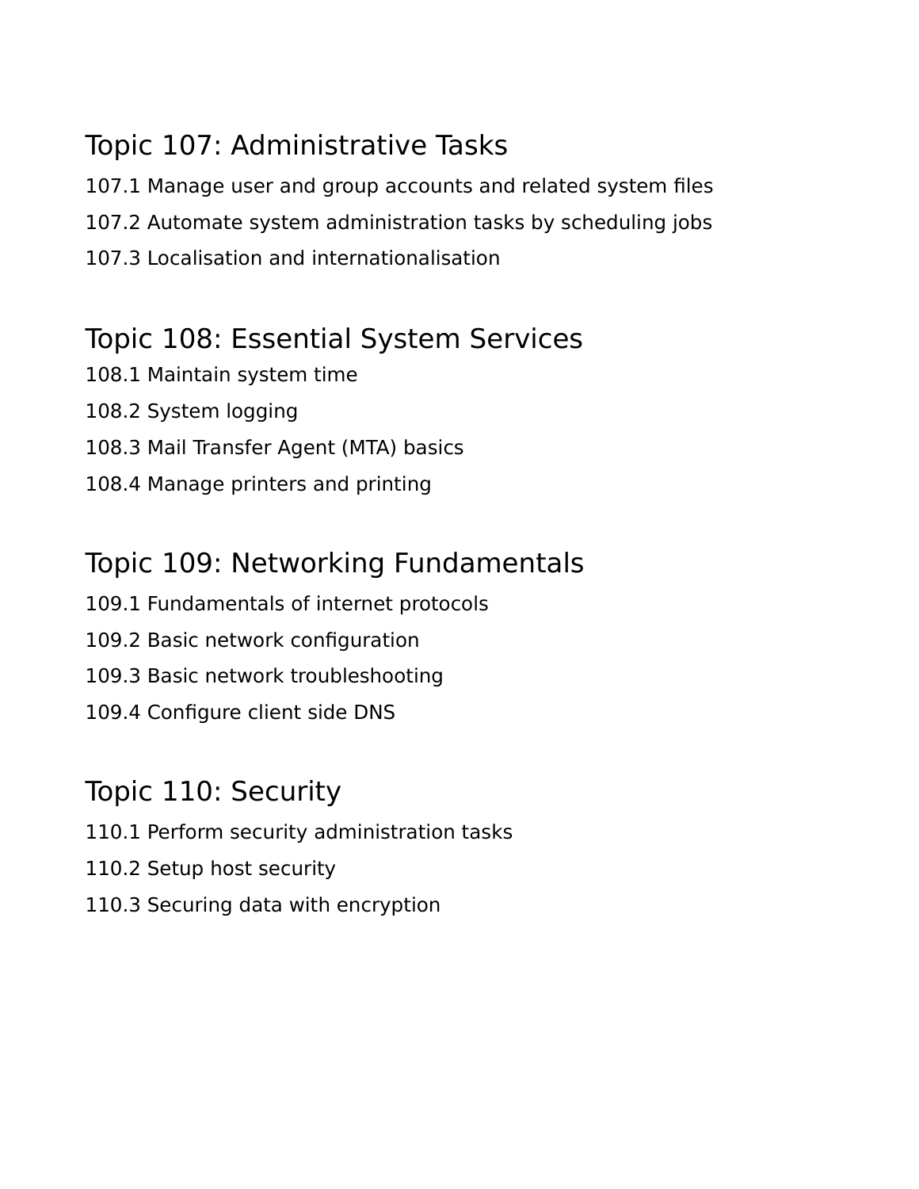## Topic 107: Administrative Tasks

107.1 Manage user and group accounts and related system files

107.2 Automate system administration tasks by scheduling jobs

107.3 Localisation and internationalisation

## Topic 108: Essential System Services

108.1 Maintain system time

108.2 System logging

108.3 Mail Transfer Agent (MTA) basics

108.4 Manage printers and printing

## Topic 109: Networking Fundamentals

109.1 Fundamentals of internet protocols

109.2 Basic network configuration

109.3 Basic network troubleshooting

109.4 Configure client side DNS

## Topic 110: Security

110.1 Perform security administration tasks

110.2 Setup host security

110.3 Securing data with encryption